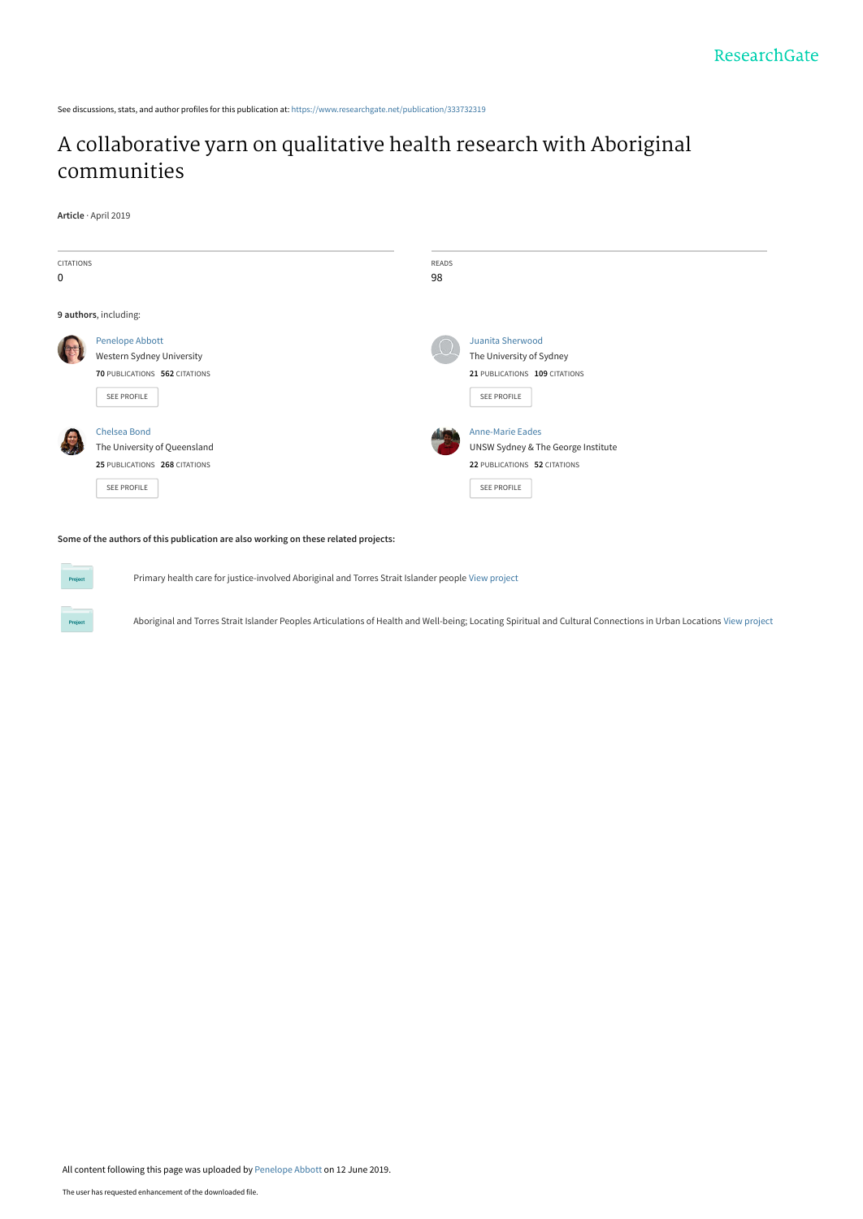See discussions, stats, and author profiles for this publication at: https://www.researchgate.net/publication/333732319

# A collaborative yarn on qualitative health research with Aboriginal communities

**Article** · April 2019

| CITATIONS | READS |
|---|---|
| 0 | 98 |

**9 authors**, including:

Penelope Abbott
Western Sydney University
**70** PUBLICATIONS **562** CITATIONS

Juanita Sherwood
The University of Sydney
**21** PUBLICATIONS **109** CITATIONS

Chelsea Bond
The University of Queensland
**25** PUBLICATIONS **268** CITATIONS

Anne-Marie Eades
UNSW Sydney & The George Institute
**22** PUBLICATIONS **52** CITATIONS

**Some of the authors of this publication are also working on these related projects:**

Primary health care for justice-involved Aboriginal and Torres Strait Islander people View project

Aboriginal and Torres Strait Islander Peoples Articulations of Health and Well-being; Locating Spiritual and Cultural Connections in Urban Locations View project

All content following this page was uploaded by Penelope Abbott on 12 June 2019.

The user has requested enhancement of the downloaded file.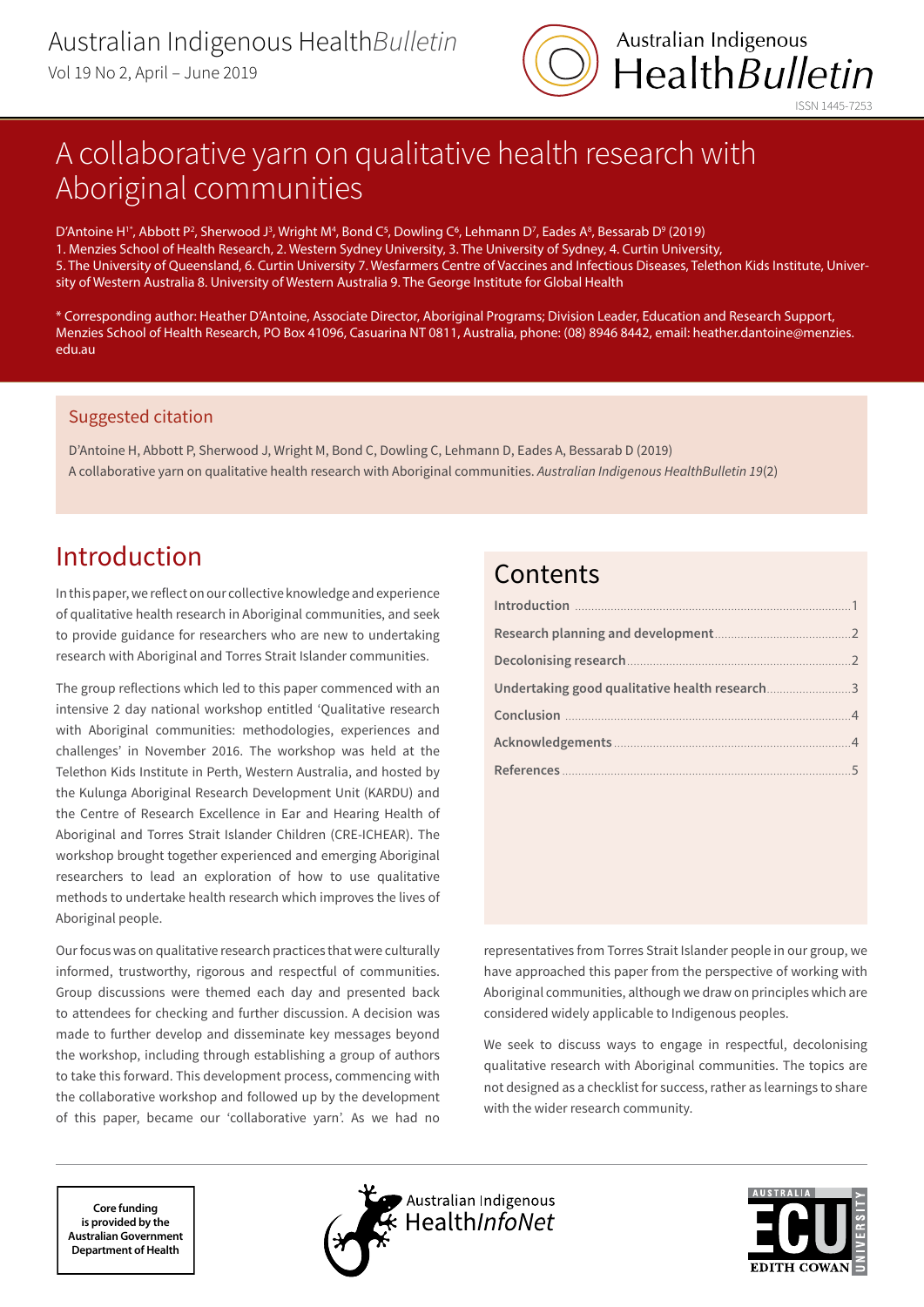# A collaborative yarn on qualitative health research with Aboriginal communities

D'Antoine H[1*], Abbott P[2], Sherwood J[3], Wright M[4], Bond C[5], Dowling C[6], Lehmann D[7], Eades A[8], Bessarab D[9] (2019)
1. Menzies School of Health Research, 2. Western Sydney University, 3. The University of Sydney, 4. Curtin University, 5. The University of Queensland, 6. Curtin University 7. Wesfarmers Centre of Vaccines and Infectious Diseases, Telethon Kids Institute, University of Western Australia 8. University of Western Australia 9. The George Institute for Global Health

\* Corresponding author: Heather D'Antoine, Associate Director, Aboriginal Programs; Division Leader, Education and Research Support, Menzies School of Health Research, PO Box 41096, Casuarina NT 0811, Australia, phone: (08) 8946 8442, email: heather.dantoine@menzies.edu.au

## Suggested citation

D'Antoine H, Abbott P, Sherwood J, Wright M, Bond C, Dowling C, Lehmann D, Eades A, Bessarab D (2019)
A collaborative yarn on qualitative health research with Aboriginal communities. *Australian Indigenous HealthBulletin 19*(2)

## Contents

- Introduction ........ 1
- Research planning and development ........ 2
- Decolonising research ........ 2
- Undertaking good qualitative health research ........ 3
- Conclusion ........ 4
- Acknowledgements ........ 4
- References ........ 5

## Introduction

In this paper, we reflect on our collective knowledge and experience of qualitative health research in Aboriginal communities, and seek to provide guidance for researchers who are new to undertaking research with Aboriginal and Torres Strait Islander communities.

The group reflections which led to this paper commenced with an intensive 2 day national workshop entitled 'Qualitative research with Aboriginal communities: methodologies, experiences and challenges' in November 2016. The workshop was held at the Telethon Kids Institute in Perth, Western Australia, and hosted by the Kulunga Aboriginal Research Development Unit (KARDU) and the Centre of Research Excellence in Ear and Hearing Health of Aboriginal and Torres Strait Islander Children (CRE-ICHEAR). The workshop brought together experienced and emerging Aboriginal researchers to lead an exploration of how to use qualitative methods to undertake health research which improves the lives of Aboriginal people.

Our focus was on qualitative research practices that were culturally informed, trustworthy, rigorous and respectful of communities. Group discussions were themed each day and presented back to attendees for checking and further discussion. A decision was made to further develop and disseminate key messages beyond the workshop, including through establishing a group of authors to take this forward. This development process, commencing with the collaborative workshop and followed up by the development of this paper, became our 'collaborative yarn'. As we had no representatives from Torres Strait Islander people in our group, we have approached this paper from the perspective of working with Aboriginal communities, although we draw on principles which are considered widely applicable to Indigenous peoples.

We seek to discuss ways to engage in respectful, decolonising qualitative research with Aboriginal communities. The topics are not designed as a checklist for success, rather as learnings to share with the wider research community.

Core funding is provided by the Australian Government Department of Health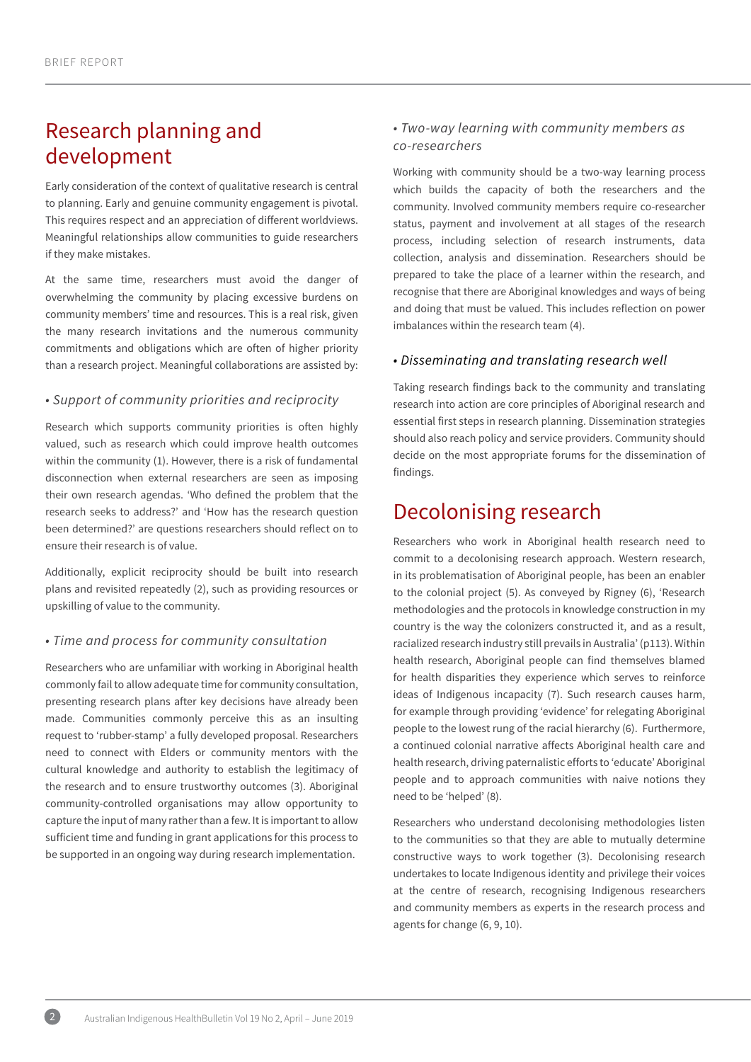## Research planning and development

Early consideration of the context of qualitative research is central to planning. Early and genuine community engagement is pivotal. This requires respect and an appreciation of different worldviews. Meaningful relationships allow communities to guide researchers if they make mistakes.

At the same time, researchers must avoid the danger of overwhelming the community by placing excessive burdens on community members' time and resources. This is a real risk, given the many research invitations and the numerous community commitments and obligations which are often of higher priority than a research project. Meaningful collaborations are assisted by:

### • *Support of community priorities and reciprocity*

Research which supports community priorities is often highly valued, such as research which could improve health outcomes within the community (1). However, there is a risk of fundamental disconnection when external researchers are seen as imposing their own research agendas. 'Who defined the problem that the research seeks to address?' and 'How has the research question been determined?' are questions researchers should reflect on to ensure their research is of value.

Additionally, explicit reciprocity should be built into research plans and revisited repeatedly (2), such as providing resources or upskilling of value to the community.

### • *Time and process for community consultation*

Researchers who are unfamiliar with working in Aboriginal health commonly fail to allow adequate time for community consultation, presenting research plans after key decisions have already been made. Communities commonly perceive this as an insulting request to 'rubber-stamp' a fully developed proposal. Researchers need to connect with Elders or community mentors with the cultural knowledge and authority to establish the legitimacy of the research and to ensure trustworthy outcomes (3). Aboriginal community-controlled organisations may allow opportunity to capture the input of many rather than a few. It is important to allow sufficient time and funding in grant applications for this process to be supported in an ongoing way during research implementation.

### • *Two-way learning with community members as co-researchers*

Working with community should be a two-way learning process which builds the capacity of both the researchers and the community. Involved community members require co-researcher status, payment and involvement at all stages of the research process, including selection of research instruments, data collection, analysis and dissemination. Researchers should be prepared to take the place of a learner within the research, and recognise that there are Aboriginal knowledges and ways of being and doing that must be valued. This includes reflection on power imbalances within the research team (4).

### • *Disseminating and translating research well*

Taking research findings back to the community and translating research into action are core principles of Aboriginal research and essential first steps in research planning. Dissemination strategies should also reach policy and service providers. Community should decide on the most appropriate forums for the dissemination of findings.

## Decolonising research

Researchers who work in Aboriginal health research need to commit to a decolonising research approach. Western research, in its problematisation of Aboriginal people, has been an enabler to the colonial project (5). As conveyed by Rigney (6), 'Research methodologies and the protocols in knowledge construction in my country is the way the colonizers constructed it, and as a result, racialized research industry still prevails in Australia' (p113). Within health research, Aboriginal people can find themselves blamed for health disparities they experience which serves to reinforce ideas of Indigenous incapacity (7). Such research causes harm, for example through providing 'evidence' for relegating Aboriginal people to the lowest rung of the racial hierarchy (6). Furthermore, a continued colonial narrative affects Aboriginal health care and health research, driving paternalistic efforts to 'educate' Aboriginal people and to approach communities with naive notions they need to be 'helped' (8).

Researchers who understand decolonising methodologies listen to the communities so that they are able to mutually determine constructive ways to work together (3). Decolonising research undertakes to locate Indigenous identity and privilege their voices at the centre of research, recognising Indigenous researchers and community members as experts in the research process and agents for change (6, 9, 10).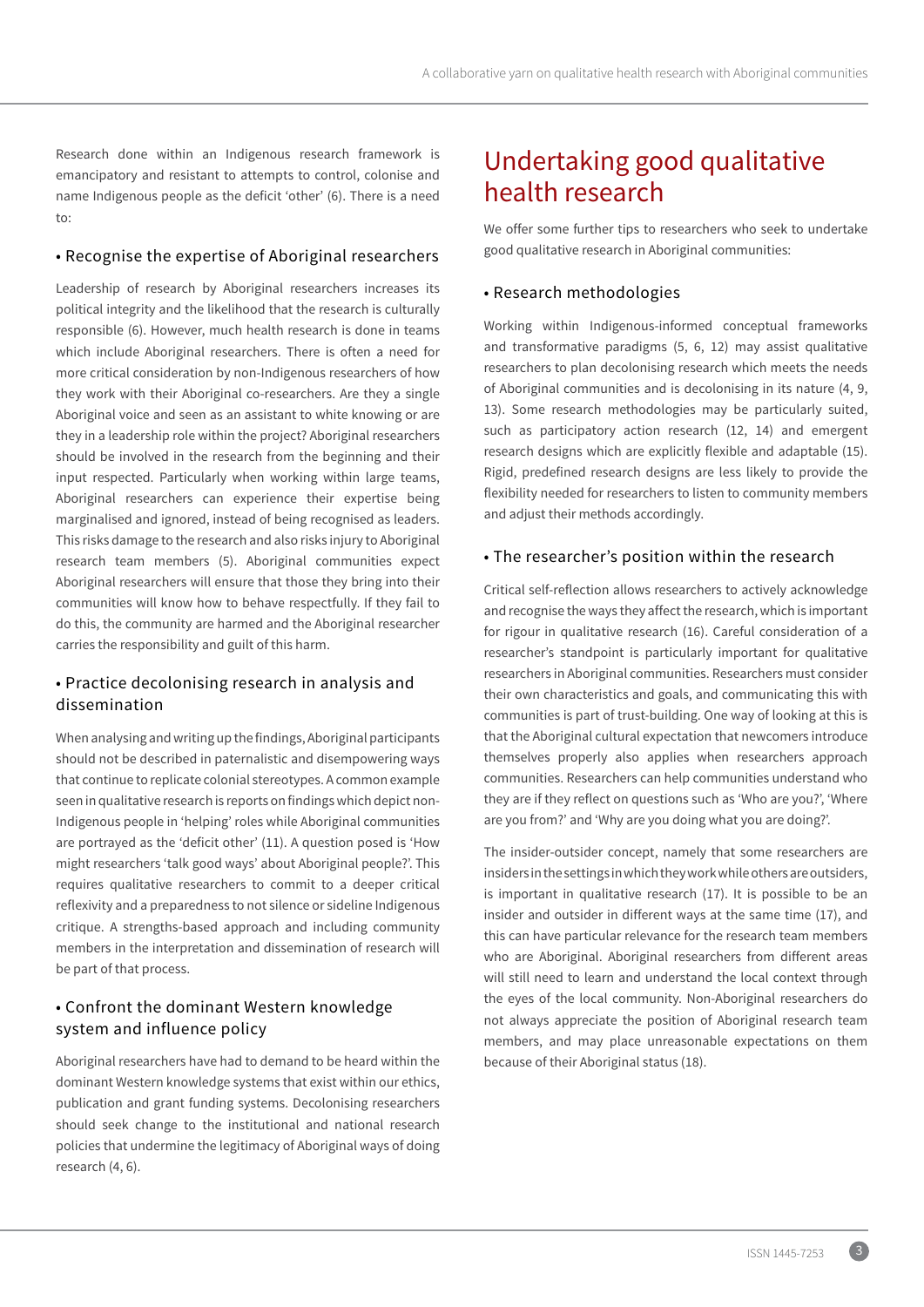Research done within an Indigenous research framework is emancipatory and resistant to attempts to control, colonise and name Indigenous people as the deficit 'other' (6). There is a need to:

### • Recognise the expertise of Aboriginal researchers

Leadership of research by Aboriginal researchers increases its political integrity and the likelihood that the research is culturally responsible (6). However, much health research is done in teams which include Aboriginal researchers. There is often a need for more critical consideration by non-Indigenous researchers of how they work with their Aboriginal co-researchers. Are they a single Aboriginal voice and seen as an assistant to white knowing or are they in a leadership role within the project? Aboriginal researchers should be involved in the research from the beginning and their input respected. Particularly when working within large teams, Aboriginal researchers can experience their expertise being marginalised and ignored, instead of being recognised as leaders. This risks damage to the research and also risks injury to Aboriginal research team members (5). Aboriginal communities expect Aboriginal researchers will ensure that those they bring into their communities will know how to behave respectfully. If they fail to do this, the community are harmed and the Aboriginal researcher carries the responsibility and guilt of this harm.

### • Practice decolonising research in analysis and dissemination

When analysing and writing up the findings, Aboriginal participants should not be described in paternalistic and disempowering ways that continue to replicate colonial stereotypes. A common example seen in qualitative research is reports on findings which depict non-Indigenous people in 'helping' roles while Aboriginal communities are portrayed as the 'deficit other' (11). A question posed is 'How might researchers 'talk good ways' about Aboriginal people?'. This requires qualitative researchers to commit to a deeper critical reflexivity and a preparedness to not silence or sideline Indigenous critique. A strengths-based approach and including community members in the interpretation and dissemination of research will be part of that process.

### • Confront the dominant Western knowledge system and influence policy

Aboriginal researchers have had to demand to be heard within the dominant Western knowledge systems that exist within our ethics, publication and grant funding systems. Decolonising researchers should seek change to the institutional and national research policies that undermine the legitimacy of Aboriginal ways of doing research (4, 6).

## Undertaking good qualitative health research

We offer some further tips to researchers who seek to undertake good qualitative research in Aboriginal communities:

### • Research methodologies

Working within Indigenous-informed conceptual frameworks and transformative paradigms (5, 6, 12) may assist qualitative researchers to plan decolonising research which meets the needs of Aboriginal communities and is decolonising in its nature (4, 9, 13). Some research methodologies may be particularly suited, such as participatory action research (12, 14) and emergent research designs which are explicitly flexible and adaptable (15). Rigid, predefined research designs are less likely to provide the flexibility needed for researchers to listen to community members and adjust their methods accordingly.

### • The researcher's position within the research

Critical self-reflection allows researchers to actively acknowledge and recognise the ways they affect the research, which is important for rigour in qualitative research (16). Careful consideration of a researcher's standpoint is particularly important for qualitative researchers in Aboriginal communities. Researchers must consider their own characteristics and goals, and communicating this with communities is part of trust-building. One way of looking at this is that the Aboriginal cultural expectation that newcomers introduce themselves properly also applies when researchers approach communities. Researchers can help communities understand who they are if they reflect on questions such as 'Who are you?', 'Where are you from?' and 'Why are you doing what you are doing?'.

The insider-outsider concept, namely that some researchers are insiders in the settings in which they work while others are outsiders, is important in qualitative research (17). It is possible to be an insider and outsider in different ways at the same time (17), and this can have particular relevance for the research team members who are Aboriginal. Aboriginal researchers from different areas will still need to learn and understand the local context through the eyes of the local community. Non-Aboriginal researchers do not always appreciate the position of Aboriginal research team members, and may place unreasonable expectations on them because of their Aboriginal status (18).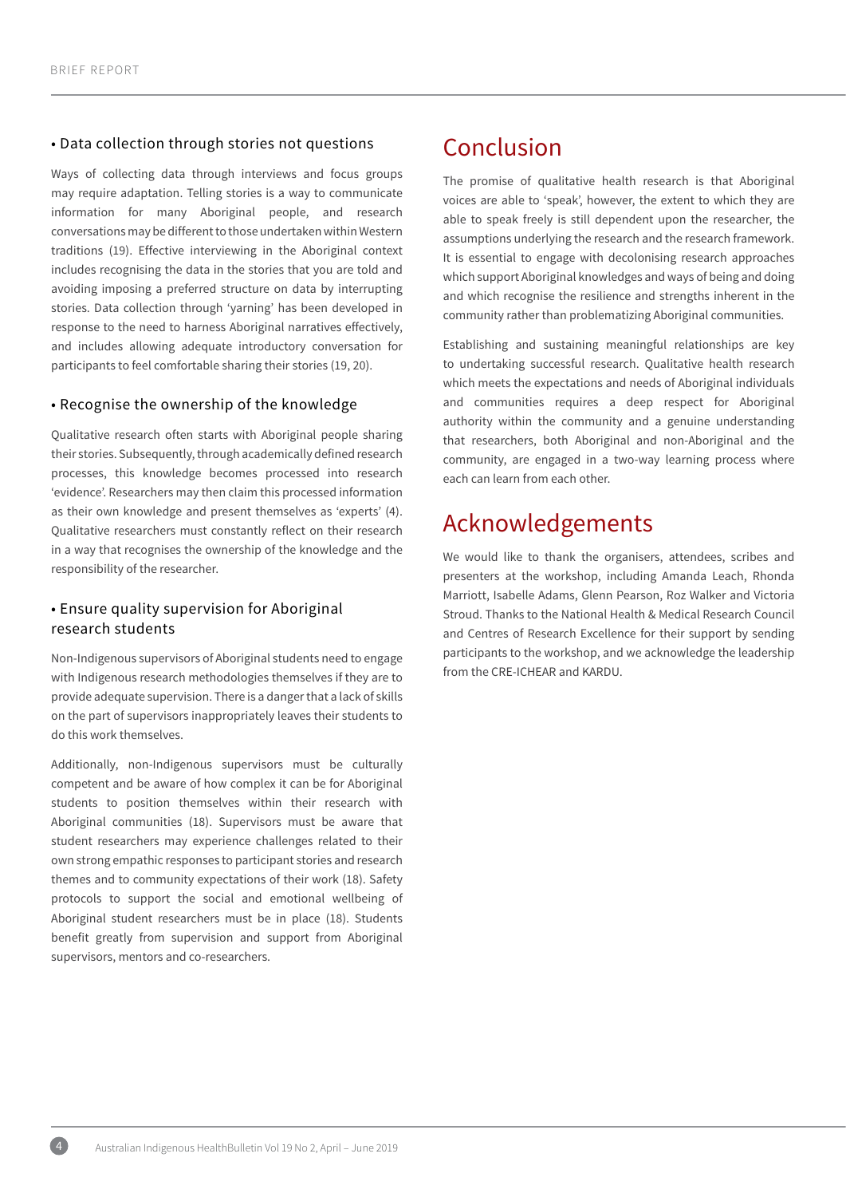• Data collection through stories not questions

Ways of collecting data through interviews and focus groups may require adaptation. Telling stories is a way to communicate information for many Aboriginal people, and research conversations may be different to those undertaken within Western traditions (19). Effective interviewing in the Aboriginal context includes recognising the data in the stories that you are told and avoiding imposing a preferred structure on data by interrupting stories. Data collection through 'yarning' has been developed in response to the need to harness Aboriginal narratives effectively, and includes allowing adequate introductory conversation for participants to feel comfortable sharing their stories (19, 20).

• Recognise the ownership of the knowledge

Qualitative research often starts with Aboriginal people sharing their stories. Subsequently, through academically defined research processes, this knowledge becomes processed into research 'evidence'. Researchers may then claim this processed information as their own knowledge and present themselves as 'experts' (4). Qualitative researchers must constantly reflect on their research in a way that recognises the ownership of the knowledge and the responsibility of the researcher.

• Ensure quality supervision for Aboriginal research students

Non-Indigenous supervisors of Aboriginal students need to engage with Indigenous research methodologies themselves if they are to provide adequate supervision. There is a danger that a lack of skills on the part of supervisors inappropriately leaves their students to do this work themselves.

Additionally, non-Indigenous supervisors must be culturally competent and be aware of how complex it can be for Aboriginal students to position themselves within their research with Aboriginal communities (18). Supervisors must be aware that student researchers may experience challenges related to their own strong empathic responses to participant stories and research themes and to community expectations of their work (18). Safety protocols to support the social and emotional wellbeing of Aboriginal student researchers must be in place (18). Students benefit greatly from supervision and support from Aboriginal supervisors, mentors and co-researchers.

# Conclusion

The promise of qualitative health research is that Aboriginal voices are able to 'speak', however, the extent to which they are able to speak freely is still dependent upon the researcher, the assumptions underlying the research and the research framework. It is essential to engage with decolonising research approaches which support Aboriginal knowledges and ways of being and doing and which recognise the resilience and strengths inherent in the community rather than problematizing Aboriginal communities.

Establishing and sustaining meaningful relationships are key to undertaking successful research. Qualitative health research which meets the expectations and needs of Aboriginal individuals and communities requires a deep respect for Aboriginal authority within the community and a genuine understanding that researchers, both Aboriginal and non-Aboriginal and the community, are engaged in a two-way learning process where each can learn from each other.

# Acknowledgements

We would like to thank the organisers, attendees, scribes and presenters at the workshop, including Amanda Leach, Rhonda Marriott, Isabelle Adams, Glenn Pearson, Roz Walker and Victoria Stroud. Thanks to the National Health & Medical Research Council and Centres of Research Excellence for their support by sending participants to the workshop, and we acknowledge the leadership from the CRE-ICHEAR and KARDU.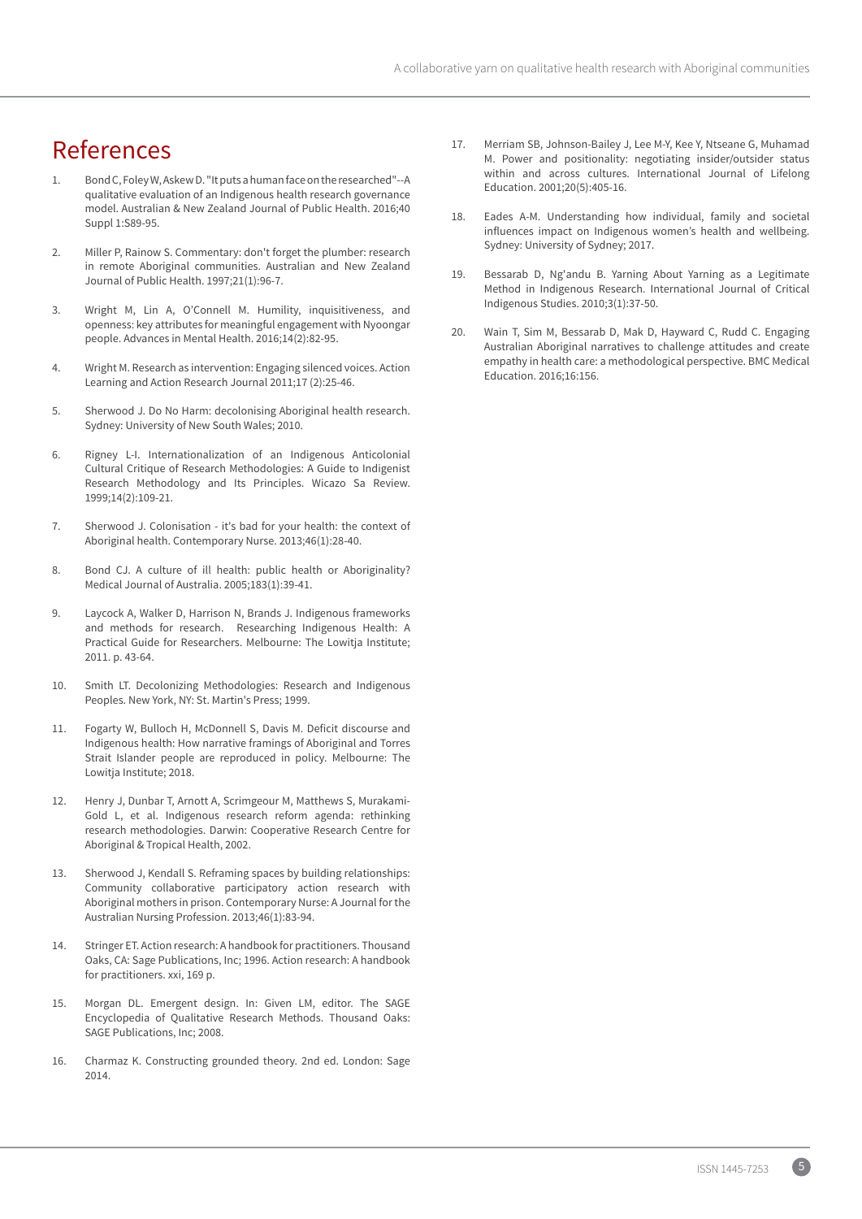# References

1. Bond C, Foley W, Askew D. "It puts a human face on the researched"--A qualitative evaluation of an Indigenous health research governance model. Australian & New Zealand Journal of Public Health. 2016;40 Suppl 1:S89-95.

2. Miller P, Rainow S. Commentary: don't forget the plumber: research in remote Aboriginal communities. Australian and New Zealand Journal of Public Health. 1997;21(1):96-7.

3. Wright M, Lin A, O'Connell M. Humility, inquisitiveness, and openness: key attributes for meaningful engagement with Nyoongar people. Advances in Mental Health. 2016;14(2):82-95.

4. Wright M. Research as intervention: Engaging silenced voices. Action Learning and Action Research Journal 2011;17 (2):25-46.

5. Sherwood J. Do No Harm: decolonising Aboriginal health research. Sydney: University of New South Wales; 2010.

6. Rigney L-I. Internationalization of an Indigenous Anticolonial Cultural Critique of Research Methodologies: A Guide to Indigenist Research Methodology and Its Principles. Wicazo Sa Review. 1999;14(2):109-21.

7. Sherwood J. Colonisation - it's bad for your health: the context of Aboriginal health. Contemporary Nurse. 2013;46(1):28-40.

8. Bond CJ. A culture of ill health: public health or Aboriginality? Medical Journal of Australia. 2005;183(1):39-41.

9. Laycock A, Walker D, Harrison N, Brands J. Indigenous frameworks and methods for research. Researching Indigenous Health: A Practical Guide for Researchers. Melbourne: The Lowitja Institute; 2011. p. 43-64.

10. Smith LT. Decolonizing Methodologies: Research and Indigenous Peoples. New York, NY: St. Martin's Press; 1999.

11. Fogarty W, Bulloch H, McDonnell S, Davis M. Deficit discourse and Indigenous health: How narrative framings of Aboriginal and Torres Strait Islander people are reproduced in policy. Melbourne: The Lowitja Institute; 2018.

12. Henry J, Dunbar T, Arnott A, Scrimgeour M, Matthews S, Murakami-Gold L, et al. Indigenous research reform agenda: rethinking research methodologies. Darwin: Cooperative Research Centre for Aboriginal & Tropical Health, 2002.

13. Sherwood J, Kendall S. Reframing spaces by building relationships: Community collaborative participatory action research with Aboriginal mothers in prison. Contemporary Nurse: A Journal for the Australian Nursing Profession. 2013;46(1):83-94.

14. Stringer ET. Action research: A handbook for practitioners. Thousand Oaks, CA: Sage Publications, Inc; 1996. Action research: A handbook for practitioners. xxi, 169 p.

15. Morgan DL. Emergent design. In: Given LM, editor. The SAGE Encyclopedia of Qualitative Research Methods. Thousand Oaks: SAGE Publications, Inc; 2008.

16. Charmaz K. Constructing grounded theory. 2nd ed. London: Sage 2014.

17. Merriam SB, Johnson-Bailey J, Lee M-Y, Kee Y, Ntseane G, Muhamad M. Power and positionality: negotiating insider/outsider status within and across cultures. International Journal of Lifelong Education. 2001;20(5):405-16.

18. Eades A-M. Understanding how individual, family and societal influences impact on Indigenous women's health and wellbeing. Sydney: University of Sydney; 2017.

19. Bessarab D, Ng'andu B. Yarning About Yarning as a Legitimate Method in Indigenous Research. International Journal of Critical Indigenous Studies. 2010;3(1):37-50.

20. Wain T, Sim M, Bessarab D, Mak D, Hayward C, Rudd C. Engaging Australian Aboriginal narratives to challenge attitudes and create empathy in health care: a methodological perspective. BMC Medical Education. 2016;16:156.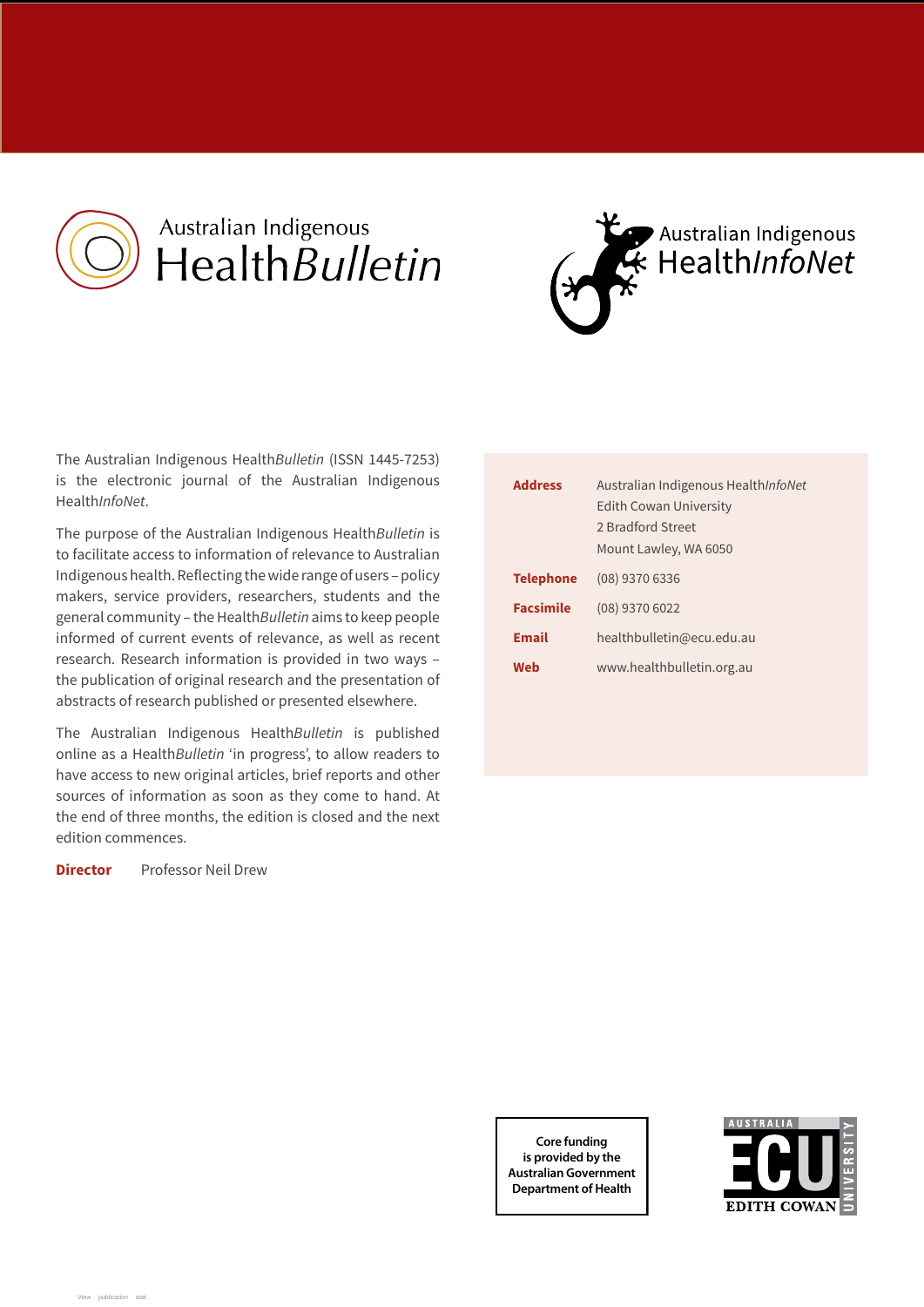Australian Indigenous Health*Bulletin*

Australian Indigenous Health*InfoNet*

The Australian Indigenous Health*Bulletin* (ISSN 1445-7253) is the electronic journal of the Australian Indigenous Health*InfoNet*.

The purpose of the Australian Indigenous Health*Bulletin* is to facilitate access to information of relevance to Australian Indigenous health. Reflecting the wide range of users – policy makers, service providers, researchers, students and the general community – the Health*Bulletin* aims to keep people informed of current events of relevance, as well as recent research. Research information is provided in two ways – the publication of original research and the presentation of abstracts of research published or presented elsewhere.

The Australian Indigenous Health*Bulletin* is published online as a Health*Bulletin* 'in progress', to allow readers to have access to new original articles, brief reports and other sources of information as soon as they come to hand. At the end of three months, the edition is closed and the next edition commences.

**Director** Professor Neil Drew

| | |
|---|---|
| **Address** | Australian Indigenous Health*InfoNet*<br>Edith Cowan University<br>2 Bradford Street<br>Mount Lawley, WA 6050 |
| **Telephone** | (08) 9370 6336 |
| **Facsimile** | (08) 9370 6022 |
| **Email** | healthbulletin@ecu.edu.au |
| **Web** | www.healthbulletin.org.au |

Core funding is provided by the Australian Government Department of Health

AUSTRALIA ECU EDITH COWAN UNIVERSITY